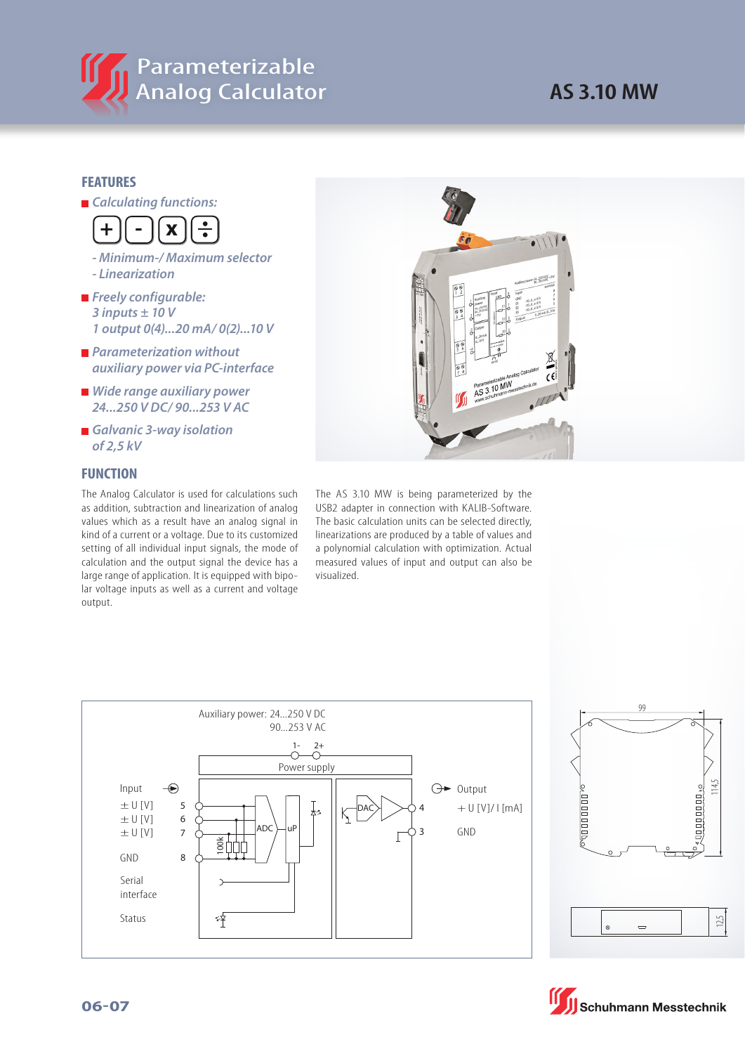# Parameterizable Analog Calculator

# AS 3.10 MW

## FEATURES

- *Calculating functions:*
  *+ - x ÷*
  *- Minimum-/ Maximum selector*
  *- Linearization*
- *Freely configurable:*
  *3 inputs ± 10 V*
  *1 output 0(4)...20 mA/ 0(2)...10 V*
- *Parameterization without auxiliary power via PC-interface*
- *Wide range auxiliary power 24...250 V DC/ 90...253 V AC*
- *Galvanic 3-way isolation of 2,5 kV*

## FUNCTION

The Analog Calculator is used for calculations such as addition, subtraction and linearization of analog values which as a result have an analog signal in kind of a current or a voltage. Due to its customized setting of all individual input signals, the mode of calculation and the output signal the device has a large range of application. It is equipped with bipolar voltage inputs as well as a current and voltage output.

The AS 3.10 MW is being parameterized by the USB2 adapter in connection with KALIB-Software. The basic calculation units can be selected directly, linearizations are produced by a table of values and a polynomial calculation with optimization. Actual measured values of input and output can also be visualized.

Auxiliary power: 24...250 V DC
90...253 V AC

1- 2+

Power supply

Input
± U [V] 5
± U [V] 6
± U [V] 7
GND 8

Serial interface

Status

100k ADC uP DAC

Output
4 + U [V]/ I [mA]
3 GND

99

114,5

12,5

06-07

Schuhmann Messtechnik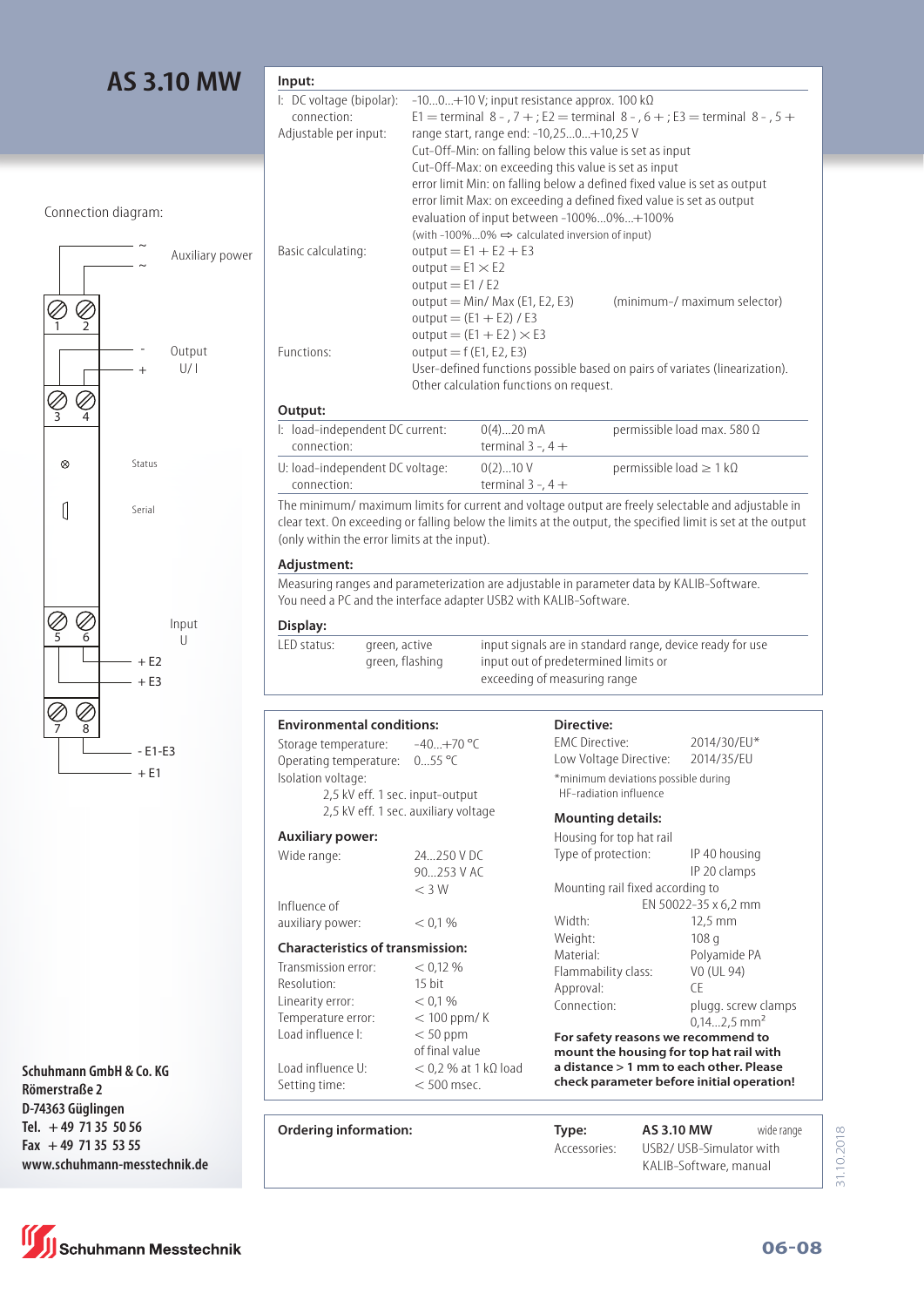# AS 3.10 MW

Connection diagram:

~ Auxiliary power
~

1 2

\- Output
\+ U/ I

3 4

Status

Serial

5 6 Input
U

\+ E2
\+ E3

7 8

\- E1-E3
\+ E1

## Input:

| | |
|---|---|
| I: DC voltage (bipolar): | -10...0...+10 V; input resistance approx. 100 kΩ |
| connection: | E1 = terminal 8 - , 7 + ; E2 = terminal 8 - , 6 + ; E3 = terminal 8 - , 5 + |
| Adjustable per input: | range start, range end: -10,25...0...+10,25 V |
| | Cut-Off-Min: on falling below this value is set as input |
| | Cut-Off-Max: on exceeding this value is set as input |
| | error limit Min: on falling below a defined fixed value is set as output |
| | error limit Max: on exceeding a defined fixed value is set as output |
| | evaluation of input between -100%...0%...+100% |
| | (with -100%...0% ⇨ calculated inversion of input) |
| Basic calculating: | output = E1 + E2 + E3 |
| | output = E1 × E2 |
| | output = E1 / E2 |
| | output = Min/ Max (E1, E2, E3) (minimum-/ maximum selector) |
| | output = (E1 + E2) / E3 |
| | output = (E1 + E2 ) × E3 |
| Functions: | output = f (E1, E2, E3) |
| | User-defined functions possible based on pairs of variates (linearization). |
| | Other calculation functions on request. |

## Output:

| | | |
|---|---|---|
| I: load-independent DC current: | 0(4)...20 mA | permissible load max. 580 Ω |
| connection: | terminal 3 -, 4 + | |
| U: load-independent DC voltage: | 0(2)...10 V | permissible load ≥ 1 kΩ |
| connection: | terminal 3 -, 4 + | |

The minimum/ maximum limits for current and voltage output are freely selectable and adjustable in clear text. On exceeding or falling below the limits at the output, the specified limit is set at the output (only within the error limits at the input).

## Adjustment:

Measuring ranges and parameterization are adjustable in parameter data by KALIB-Software.
You need a PC and the interface adapter USB2 with KALIB-Software.

## Display:

| | | |
|---|---|---|
| LED status: | green, active | input signals are in standard range, device ready for use |
| | green, flashing | input out of predetermined limits or exceeding of measuring range |

## Environmental conditions:

| | |
|---|---|
| Storage temperature: | -40...+70 °C |
| Operating temperature: | 0...55 °C |
| Isolation voltage: | |
| | 2,5 kV eff. 1 sec. input-output |
| | 2,5 kV eff. 1 sec. auxiliary voltage |

## Auxiliary power:

| | |
|---|---|
| Wide range: | 24...250 V DC |
| | 90...253 V AC |
| | < 3 W |
| Influence of auxiliary power: | < 0,1 % |

## Characteristics of transmission:

| | |
|---|---|
| Transmission error: | < 0,12 % |
| Resolution: | 15 bit |
| Linearity error: | < 0,1 % |
| Temperature error: | < 100 ppm/ K |
| Load influence I: | < 50 ppm of final value |
| Load influence U: | < 0,2 % at 1 kΩ load |
| Setting time: | < 500 msec. |

## Directive:

| | |
|---|---|
| EMC Directive: | 2014/30/EU* |
| Low Voltage Directive: | 2014/35/EU |

*minimum deviations possible during HF-radiation influence

## Mounting details:

| | |
|---|---|
| Housing for top hat rail | |
| Type of protection: | IP 40 housing |
| | IP 20 clamps |
| Mounting rail fixed according to | EN 50022-35 x 6,2 mm |
| Width: | 12,5 mm |
| Weight: | 108 g |
| Material: | Polyamide PA |
| Flammability class: | V0 (UL 94) |
| Approval: | CE |
| Connection: | plugg. screw clamps 0,14...2,5 mm² |

**For safety reasons we recommend to mount the housing for top hat rail with a distance > 1 mm to each other. Please check parameter before initial operation!**

## Ordering information:

| | | |
|---|---|---|
| Type: | AS 3.10 MW | wide range |
| Accessories: | USB2/ USB-Simulator with KALIB-Software, manual | |

31.10.2018

**Schuhmann GmbH & Co. KG**
**Römerstraße 2**
**D-74363 Güglingen**
**Tel. +49 71 35 50 56**
**Fax +49 71 35 53 55**
**www.schuhmann-messtechnik.de**

Schuhmann Messtechnik